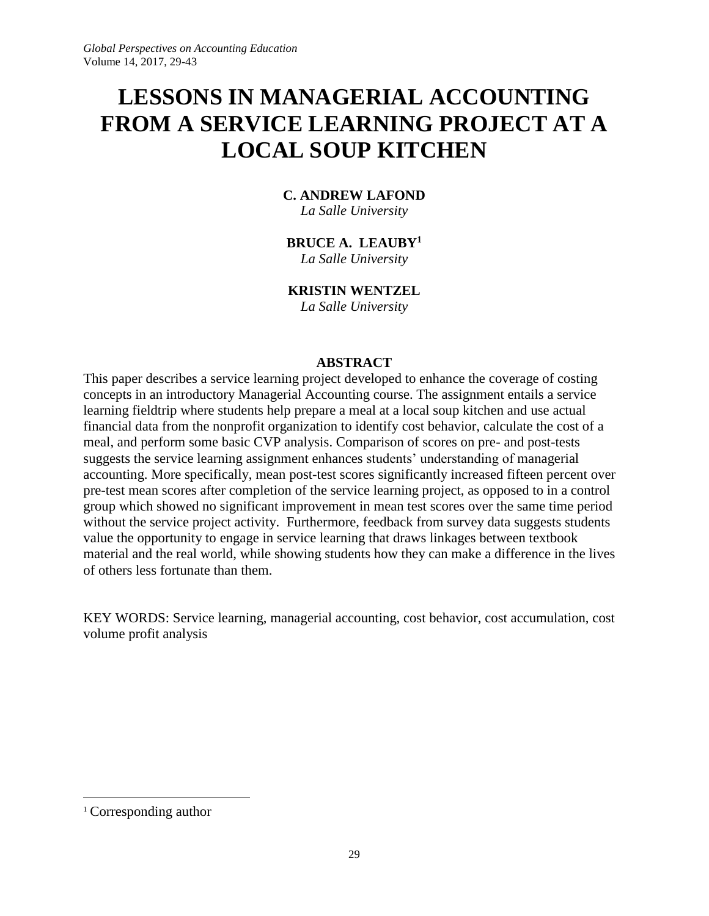# LESSONS IN MANAGERIAL ACCOUNTING FROM A SERVICE LEARNING PROJECT AT A LOCAL SOUP KITCHEN

**C. ANDREW LAFOND**
*La Salle University*

**BRUCE A. LEAUBY**[1]
*La Salle University*

**KRISTIN WENTZEL**
*La Salle University*

## ABSTRACT

This paper describes a service learning project developed to enhance the coverage of costing concepts in an introductory Managerial Accounting course. The assignment entails a service learning fieldtrip where students help prepare a meal at a local soup kitchen and use actual financial data from the nonprofit organization to identify cost behavior, calculate the cost of a meal, and perform some basic CVP analysis. Comparison of scores on pre- and post-tests suggests the service learning assignment enhances students' understanding of managerial accounting. More specifically, mean post-test scores significantly increased fifteen percent over pre-test mean scores after completion of the service learning project, as opposed to in a control group which showed no significant improvement in mean test scores over the same time period without the service project activity. Furthermore, feedback from survey data suggests students value the opportunity to engage in service learning that draws linkages between textbook material and the real world, while showing students how they can make a difference in the lives of others less fortunate than them.

KEY WORDS: Service learning, managerial accounting, cost behavior, cost accumulation, cost volume profit analysis

---

[1] Corresponding author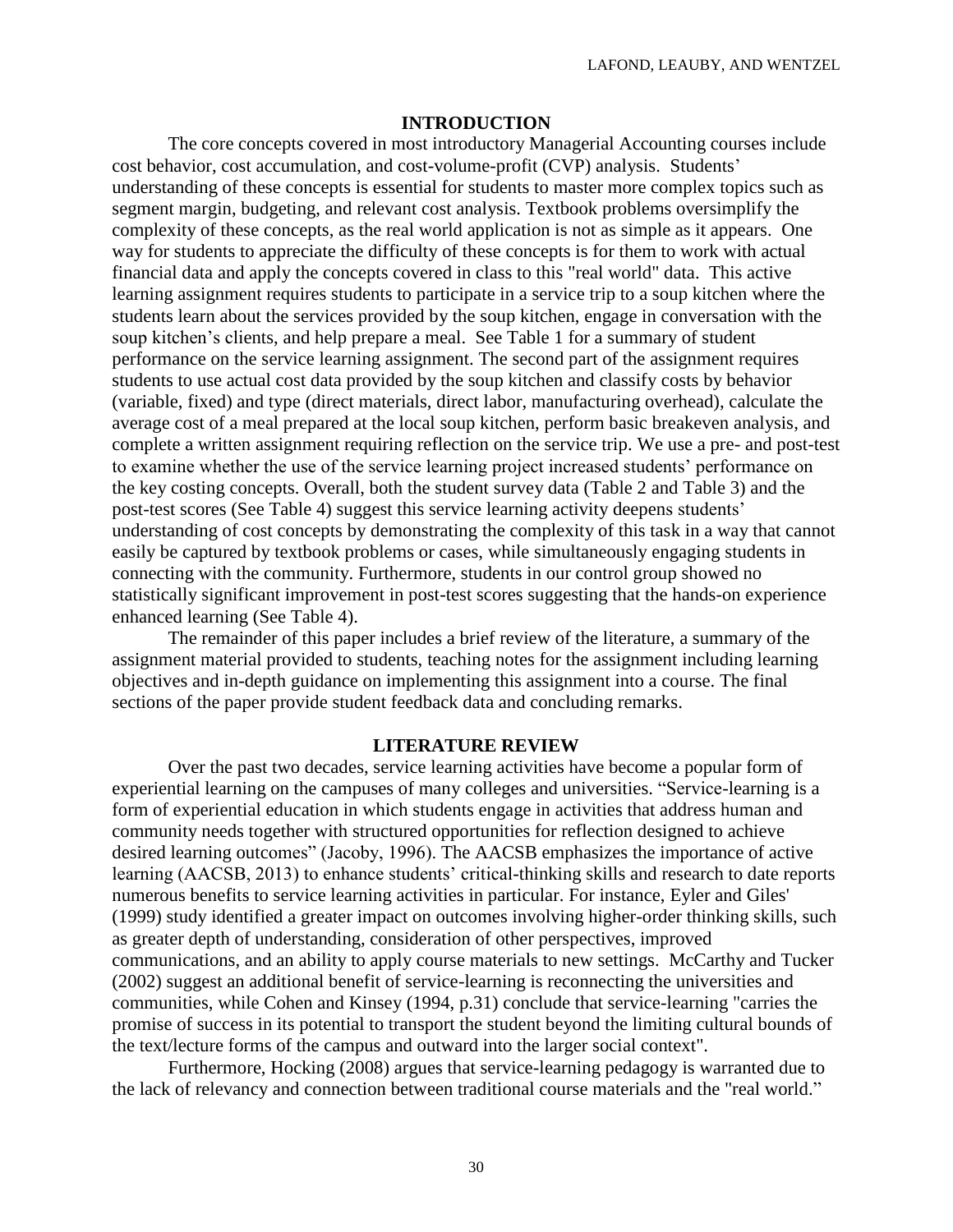## INTRODUCTION

The core concepts covered in most introductory Managerial Accounting courses include cost behavior, cost accumulation, and cost-volume-profit (CVP) analysis. Students' understanding of these concepts is essential for students to master more complex topics such as segment margin, budgeting, and relevant cost analysis. Textbook problems oversimplify the complexity of these concepts, as the real world application is not as simple as it appears. One way for students to appreciate the difficulty of these concepts is for them to work with actual financial data and apply the concepts covered in class to this "real world" data. This active learning assignment requires students to participate in a service trip to a soup kitchen where the students learn about the services provided by the soup kitchen, engage in conversation with the soup kitchen's clients, and help prepare a meal. See Table 1 for a summary of student performance on the service learning assignment. The second part of the assignment requires students to use actual cost data provided by the soup kitchen and classify costs by behavior (variable, fixed) and type (direct materials, direct labor, manufacturing overhead), calculate the average cost of a meal prepared at the local soup kitchen, perform basic breakeven analysis, and complete a written assignment requiring reflection on the service trip. We use a pre- and post-test to examine whether the use of the service learning project increased students' performance on the key costing concepts. Overall, both the student survey data (Table 2 and Table 3) and the post-test scores (See Table 4) suggest this service learning activity deepens students' understanding of cost concepts by demonstrating the complexity of this task in a way that cannot easily be captured by textbook problems or cases, while simultaneously engaging students in connecting with the community. Furthermore, students in our control group showed no statistically significant improvement in post-test scores suggesting that the hands-on experience enhanced learning (See Table 4).

The remainder of this paper includes a brief review of the literature, a summary of the assignment material provided to students, teaching notes for the assignment including learning objectives and in-depth guidance on implementing this assignment into a course. The final sections of the paper provide student feedback data and concluding remarks.

## LITERATURE REVIEW

Over the past two decades, service learning activities have become a popular form of experiential learning on the campuses of many colleges and universities. "Service-learning is a form of experiential education in which students engage in activities that address human and community needs together with structured opportunities for reflection designed to achieve desired learning outcomes" (Jacoby, 1996). The AACSB emphasizes the importance of active learning (AACSB, 2013) to enhance students' critical-thinking skills and research to date reports numerous benefits to service learning activities in particular. For instance, Eyler and Giles' (1999) study identified a greater impact on outcomes involving higher-order thinking skills, such as greater depth of understanding, consideration of other perspectives, improved communications, and an ability to apply course materials to new settings. McCarthy and Tucker (2002) suggest an additional benefit of service-learning is reconnecting the universities and communities, while Cohen and Kinsey (1994, p.31) conclude that service-learning "carries the promise of success in its potential to transport the student beyond the limiting cultural bounds of the text/lecture forms of the campus and outward into the larger social context".

Furthermore, Hocking (2008) argues that service-learning pedagogy is warranted due to the lack of relevancy and connection between traditional course materials and the "real world."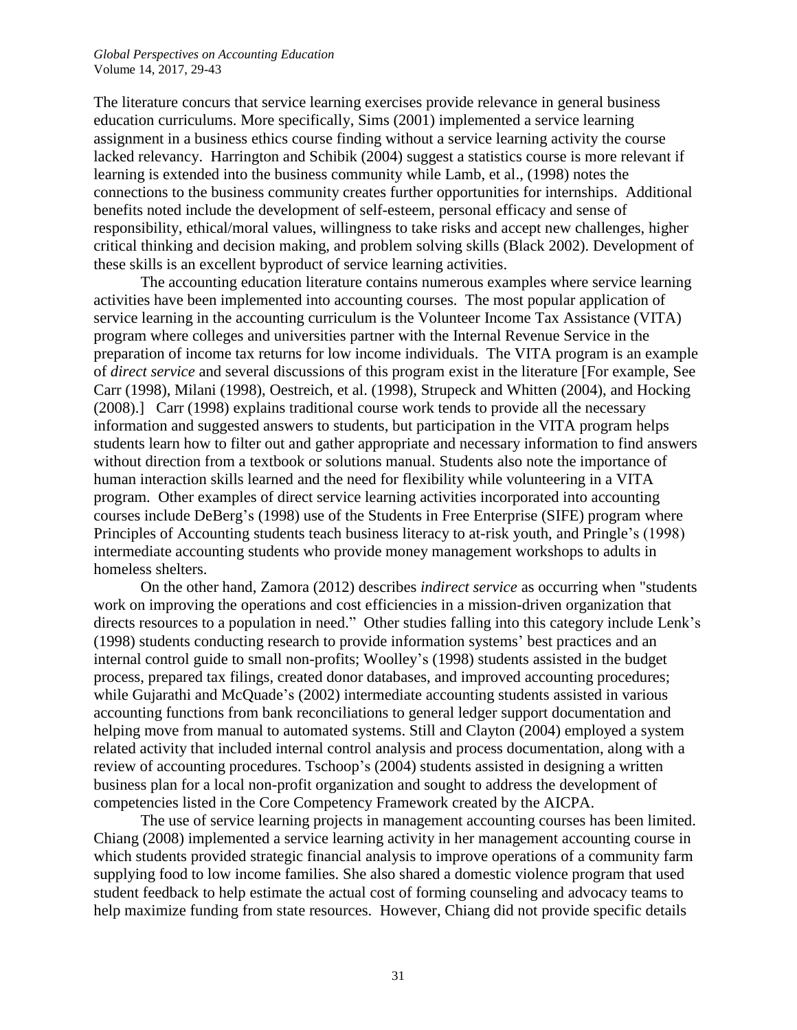The literature concurs that service learning exercises provide relevance in general business education curriculums. More specifically, Sims (2001) implemented a service learning assignment in a business ethics course finding without a service learning activity the course lacked relevancy. Harrington and Schibik (2004) suggest a statistics course is more relevant if learning is extended into the business community while Lamb, et al., (1998) notes the connections to the business community creates further opportunities for internships. Additional benefits noted include the development of self-esteem, personal efficacy and sense of responsibility, ethical/moral values, willingness to take risks and accept new challenges, higher critical thinking and decision making, and problem solving skills (Black 2002). Development of these skills is an excellent byproduct of service learning activities.

The accounting education literature contains numerous examples where service learning activities have been implemented into accounting courses. The most popular application of service learning in the accounting curriculum is the Volunteer Income Tax Assistance (VITA) program where colleges and universities partner with the Internal Revenue Service in the preparation of income tax returns for low income individuals. The VITA program is an example of *direct service* and several discussions of this program exist in the literature [For example, See Carr (1998), Milani (1998), Oestreich, et al. (1998), Strupeck and Whitten (2004), and Hocking (2008).] Carr (1998) explains traditional course work tends to provide all the necessary information and suggested answers to students, but participation in the VITA program helps students learn how to filter out and gather appropriate and necessary information to find answers without direction from a textbook or solutions manual. Students also note the importance of human interaction skills learned and the need for flexibility while volunteering in a VITA program. Other examples of direct service learning activities incorporated into accounting courses include DeBerg's (1998) use of the Students in Free Enterprise (SIFE) program where Principles of Accounting students teach business literacy to at-risk youth, and Pringle's (1998) intermediate accounting students who provide money management workshops to adults in homeless shelters.

On the other hand, Zamora (2012) describes *indirect service* as occurring when "students work on improving the operations and cost efficiencies in a mission-driven organization that directs resources to a population in need." Other studies falling into this category include Lenk's (1998) students conducting research to provide information systems' best practices and an internal control guide to small non-profits; Woolley's (1998) students assisted in the budget process, prepared tax filings, created donor databases, and improved accounting procedures; while Gujarathi and McQuade's (2002) intermediate accounting students assisted in various accounting functions from bank reconciliations to general ledger support documentation and helping move from manual to automated systems. Still and Clayton (2004) employed a system related activity that included internal control analysis and process documentation, along with a review of accounting procedures. Tschoop's (2004) students assisted in designing a written business plan for a local non-profit organization and sought to address the development of competencies listed in the Core Competency Framework created by the AICPA.

The use of service learning projects in management accounting courses has been limited. Chiang (2008) implemented a service learning activity in her management accounting course in which students provided strategic financial analysis to improve operations of a community farm supplying food to low income families. She also shared a domestic violence program that used student feedback to help estimate the actual cost of forming counseling and advocacy teams to help maximize funding from state resources. However, Chiang did not provide specific details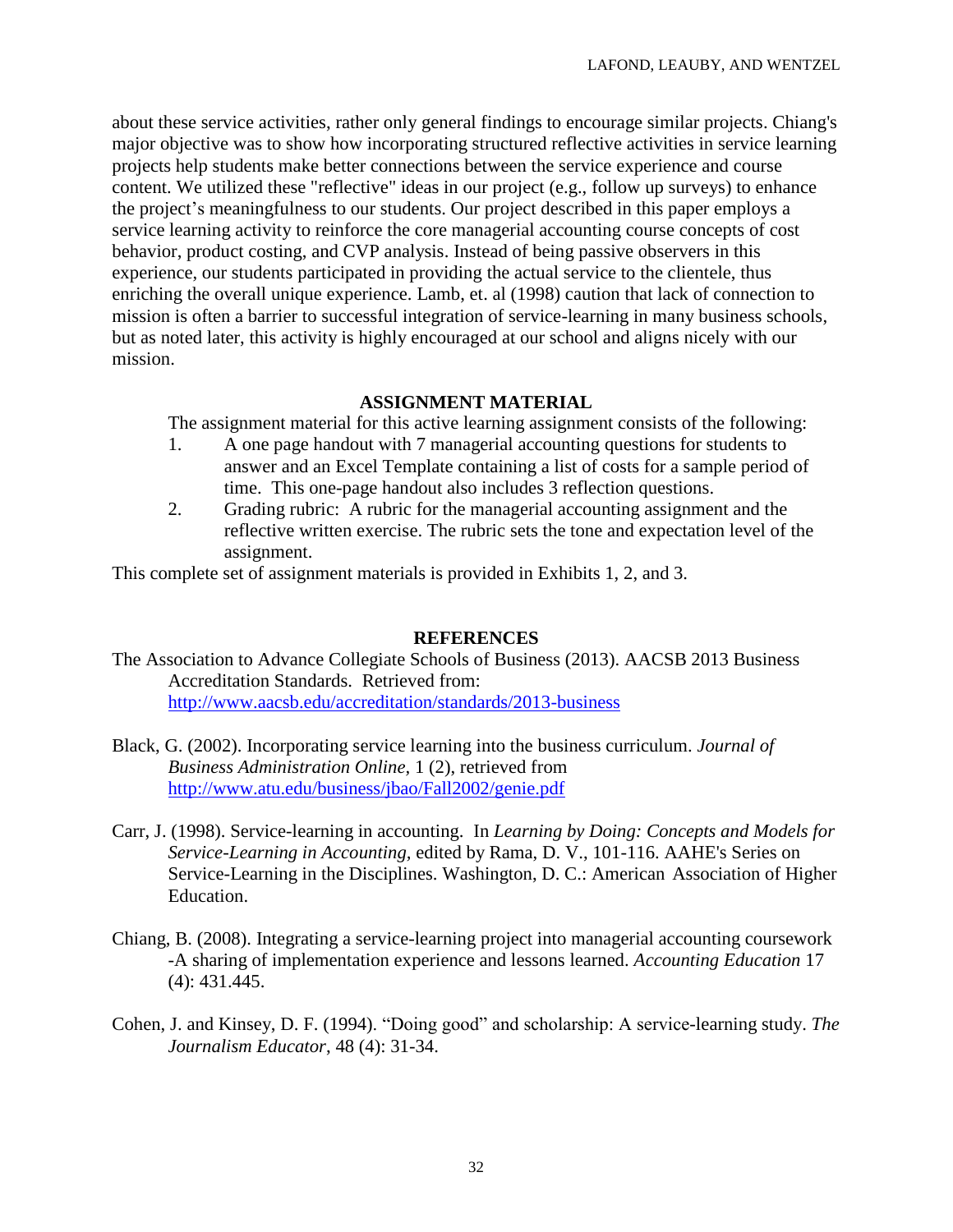about these service activities, rather only general findings to encourage similar projects. Chiang's major objective was to show how incorporating structured reflective activities in service learning projects help students make better connections between the service experience and course content. We utilized these "reflective" ideas in our project (e.g., follow up surveys) to enhance the project's meaningfulness to our students. Our project described in this paper employs a service learning activity to reinforce the core managerial accounting course concepts of cost behavior, product costing, and CVP analysis. Instead of being passive observers in this experience, our students participated in providing the actual service to the clientele, thus enriching the overall unique experience. Lamb, et. al (1998) caution that lack of connection to mission is often a barrier to successful integration of service-learning in many business schools, but as noted later, this activity is highly encouraged at our school and aligns nicely with our mission.

## ASSIGNMENT MATERIAL

The assignment material for this active learning assignment consists of the following:

1. A one page handout with 7 managerial accounting questions for students to answer and an Excel Template containing a list of costs for a sample period of time. This one-page handout also includes 3 reflection questions.
2. Grading rubric: A rubric for the managerial accounting assignment and the reflective written exercise. The rubric sets the tone and expectation level of the assignment.

This complete set of assignment materials is provided in Exhibits 1, 2, and 3.

## REFERENCES

The Association to Advance Collegiate Schools of Business (2013). AACSB 2013 Business Accreditation Standards. Retrieved from: http://www.aacsb.edu/accreditation/standards/2013-business

Black, G. (2002). Incorporating service learning into the business curriculum. *Journal of Business Administration Online*, 1 (2), retrieved from http://www.atu.edu/business/jbao/Fall2002/genie.pdf

Carr, J. (1998). Service-learning in accounting. In *Learning by Doing: Concepts and Models for Service-Learning in Accounting,* edited by Rama, D. V., 101-116. AAHE's Series on Service-Learning in the Disciplines. Washington, D. C.: American Association of Higher Education.

Chiang, B. (2008). Integrating a service-learning project into managerial accounting coursework -A sharing of implementation experience and lessons learned. *Accounting Education* 17 (4): 431.445.

Cohen, J. and Kinsey, D. F. (1994). "Doing good" and scholarship: A service-learning study. *The Journalism Educator*, 48 (4): 31-34.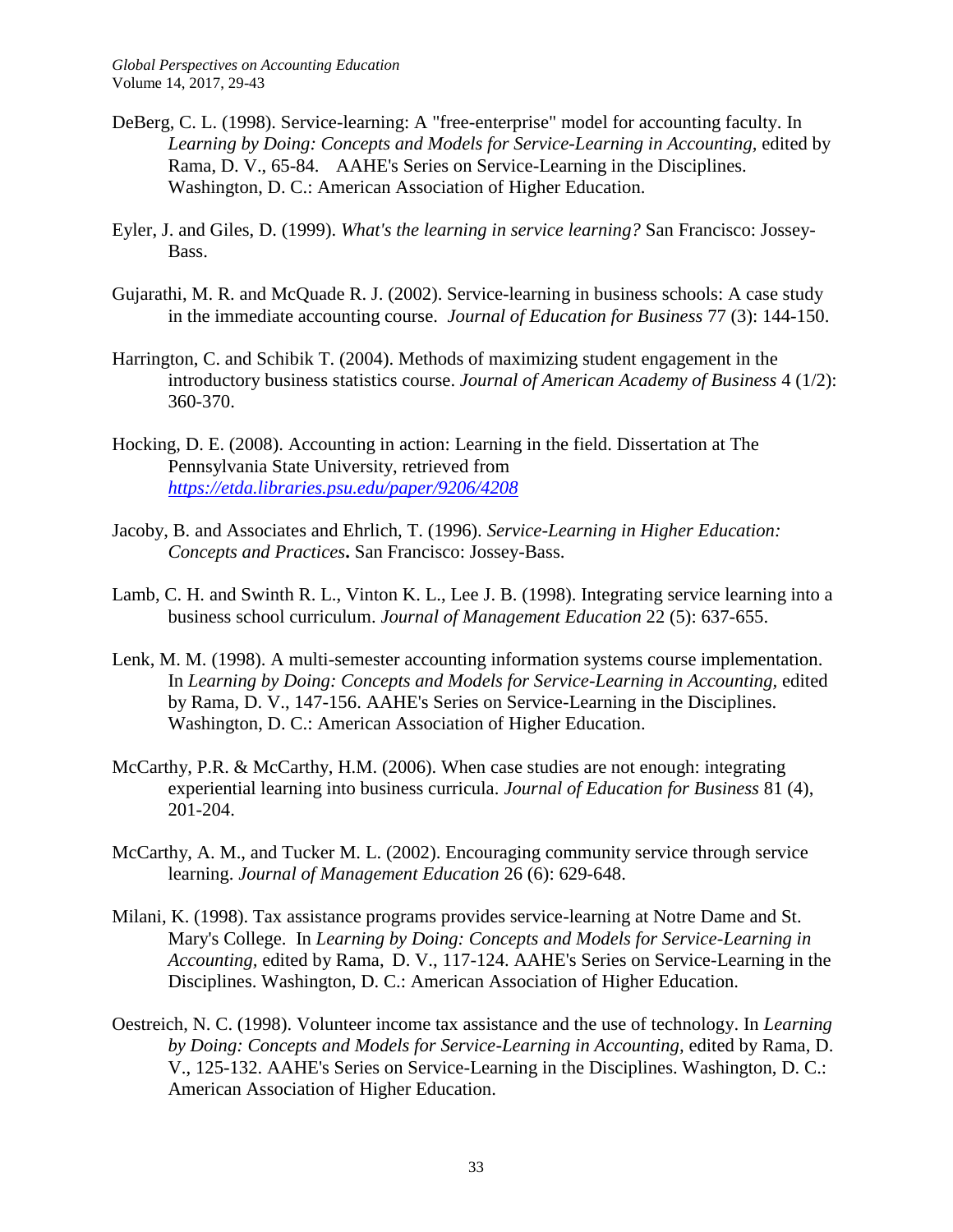DeBerg, C. L. (1998). Service-learning: A "free-enterprise" model for accounting faculty. In *Learning by Doing: Concepts and Models for Service-Learning in Accounting,* edited by Rama, D. V., 65-84. AAHE's Series on Service-Learning in the Disciplines. Washington, D. C.: American Association of Higher Education.

Eyler, J. and Giles, D. (1999). *What's the learning in service learning?* San Francisco: Jossey-Bass.

Gujarathi, M. R. and McQuade R. J. (2002). Service-learning in business schools: A case study in the immediate accounting course. *Journal of Education for Business* 77 (3): 144-150.

Harrington, C. and Schibik T. (2004). Methods of maximizing student engagement in the introductory business statistics course. *Journal of American Academy of Business* 4 (1/2): 360-370.

Hocking, D. E. (2008). Accounting in action: Learning in the field. Dissertation at The Pennsylvania State University, retrieved from *https://etda.libraries.psu.edu/paper/9206/4208*

Jacoby, B. and Associates and Ehrlich, T. (1996). *Service-Learning in Higher Education: Concepts and Practices***.** San Francisco: Jossey-Bass.

Lamb, C. H. and Swinth R. L., Vinton K. L., Lee J. B. (1998). Integrating service learning into a business school curriculum. *Journal of Management Education* 22 (5): 637-655.

Lenk, M. M. (1998). A multi-semester accounting information systems course implementation. In *Learning by Doing: Concepts and Models for Service-Learning in Accounting,* edited by Rama, D. V., 147-156. AAHE's Series on Service-Learning in the Disciplines. Washington, D. C.: American Association of Higher Education.

McCarthy, P.R. & McCarthy, H.M. (2006). When case studies are not enough: integrating experiential learning into business curricula. *Journal of Education for Business* 81 (4), 201-204.

McCarthy, A. M., and Tucker M. L. (2002). Encouraging community service through service learning. *Journal of Management Education* 26 (6): 629-648.

Milani, K. (1998). Tax assistance programs provides service-learning at Notre Dame and St. Mary's College. In *Learning by Doing: Concepts and Models for Service-Learning in Accounting,* edited by Rama, D. V., 117-124. AAHE's Series on Service-Learning in the Disciplines. Washington, D. C.: American Association of Higher Education.

Oestreich, N. C. (1998). Volunteer income tax assistance and the use of technology. In *Learning by Doing: Concepts and Models for Service-Learning in Accounting,* edited by Rama, D. V., 125-132. AAHE's Series on Service-Learning in the Disciplines. Washington, D. C.: American Association of Higher Education.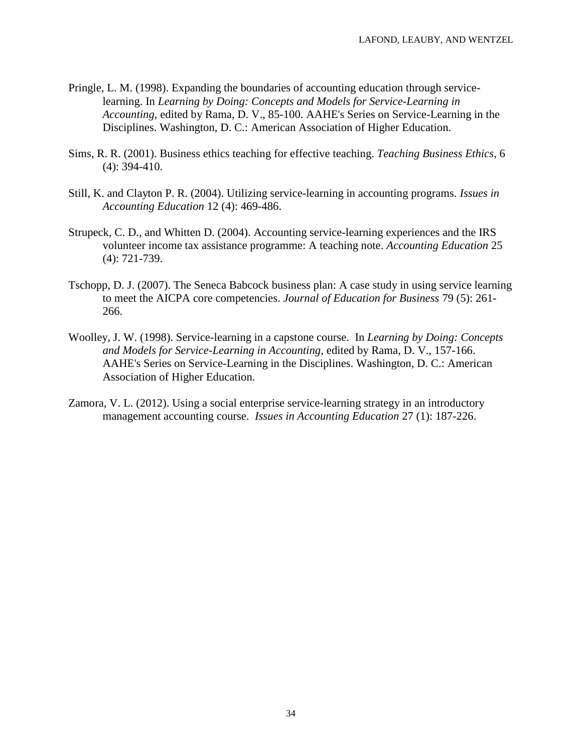Pringle, L. M. (1998). Expanding the boundaries of accounting education through service-learning. In *Learning by Doing: Concepts and Models for Service-Learning in Accounting*, edited by Rama, D. V., 85-100. AAHE's Series on Service-Learning in the Disciplines. Washington, D. C.: American Association of Higher Education.

Sims, R. R. (2001). Business ethics teaching for effective teaching. *Teaching Business Ethics*, 6 (4): 394-410.

Still, K. and Clayton P. R. (2004). Utilizing service-learning in accounting programs. *Issues in Accounting Education* 12 (4): 469-486.

Strupeck, C. D., and Whitten D. (2004). Accounting service-learning experiences and the IRS volunteer income tax assistance programme: A teaching note. *Accounting Education* 25 (4): 721-739.

Tschopp, D. J. (2007). The Seneca Babcock business plan: A case study in using service learning to meet the AICPA core competencies. *Journal of Education for Business* 79 (5): 261-266.

Woolley, J. W. (1998). Service-learning in a capstone course. In *Learning by Doing: Concepts and Models for Service-Learning in Accounting*, edited by Rama, D. V., 157-166. AAHE's Series on Service-Learning in the Disciplines. Washington, D. C.: American Association of Higher Education.

Zamora, V. L. (2012). Using a social enterprise service-learning strategy in an introductory management accounting course. *Issues in Accounting Education* 27 (1): 187-226.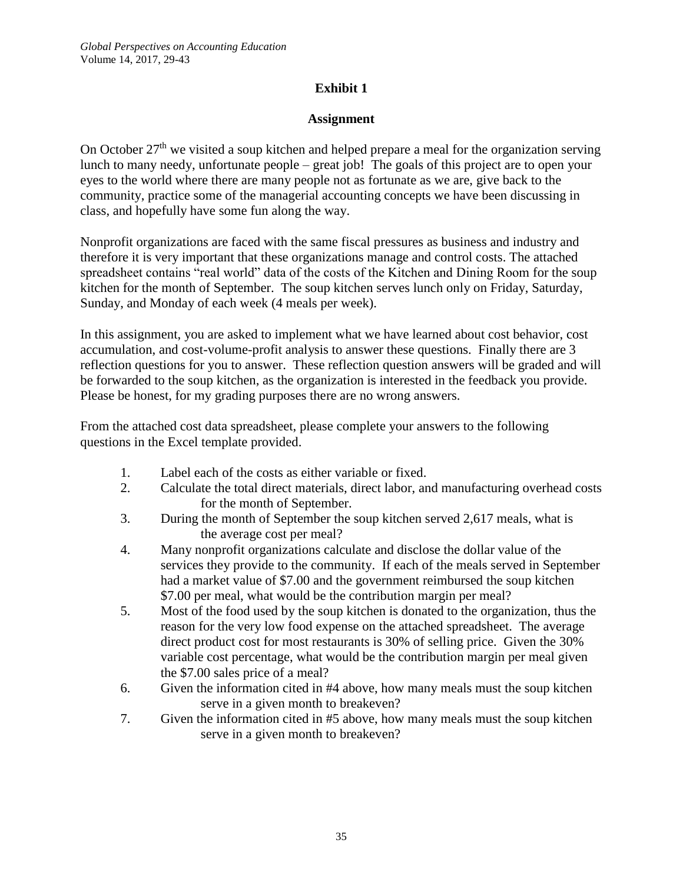## Exhibit 1

### Assignment

On October 27th we visited a soup kitchen and helped prepare a meal for the organization serving lunch to many needy, unfortunate people – great job! The goals of this project are to open your eyes to the world where there are many people not as fortunate as we are, give back to the community, practice some of the managerial accounting concepts we have been discussing in class, and hopefully have some fun along the way.

Nonprofit organizations are faced with the same fiscal pressures as business and industry and therefore it is very important that these organizations manage and control costs. The attached spreadsheet contains "real world" data of the costs of the Kitchen and Dining Room for the soup kitchen for the month of September. The soup kitchen serves lunch only on Friday, Saturday, Sunday, and Monday of each week (4 meals per week).

In this assignment, you are asked to implement what we have learned about cost behavior, cost accumulation, and cost-volume-profit analysis to answer these questions. Finally there are 3 reflection questions for you to answer. These reflection question answers will be graded and will be forwarded to the soup kitchen, as the organization is interested in the feedback you provide. Please be honest, for my grading purposes there are no wrong answers.

From the attached cost data spreadsheet, please complete your answers to the following questions in the Excel template provided.

1. Label each of the costs as either variable or fixed.
2. Calculate the total direct materials, direct labor, and manufacturing overhead costs for the month of September.
3. During the month of September the soup kitchen served 2,617 meals, what is the average cost per meal?
4. Many nonprofit organizations calculate and disclose the dollar value of the services they provide to the community. If each of the meals served in September had a market value of $7.00 and the government reimbursed the soup kitchen $7.00 per meal, what would be the contribution margin per meal?
5. Most of the food used by the soup kitchen is donated to the organization, thus the reason for the very low food expense on the attached spreadsheet. The average direct product cost for most restaurants is 30% of selling price. Given the 30% variable cost percentage, what would be the contribution margin per meal given the $7.00 sales price of a meal?
6. Given the information cited in #4 above, how many meals must the soup kitchen serve in a given month to breakeven?
7. Given the information cited in #5 above, how many meals must the soup kitchen serve in a given month to breakeven?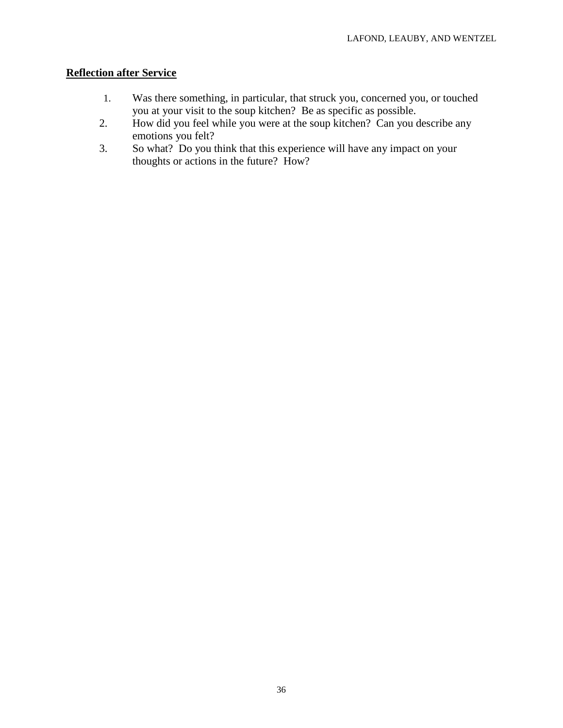**Reflection after Service**

1. Was there something, in particular, that struck you, concerned you, or touched you at your visit to the soup kitchen? Be as specific as possible.
2. How did you feel while you were at the soup kitchen? Can you describe any emotions you felt?
3. So what? Do you think that this experience will have any impact on your thoughts or actions in the future? How?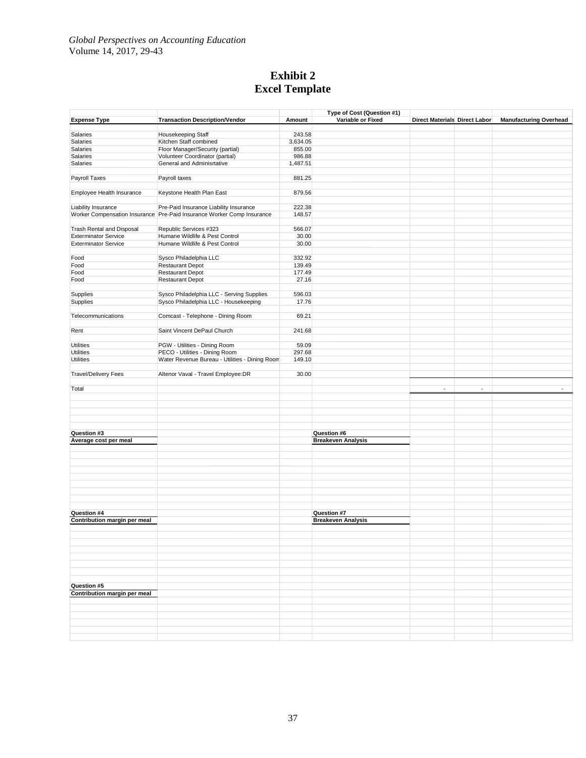# Exhibit 2
# Excel Template

| Expense Type | Transaction Description/Vendor | Amount | Type of Cost (Question #1) Variable or Fixed | Direct Materials | Direct Labor | Manufacturing Overhead |
|---|---|---|---|---|---|---|
| Salaries | Housekeeping Staff | 243.58 | | | | |
| Salaries | Kitchen Staff combined | 3,634.05 | | | | |
| Salaries | Floor Manager/Security (partial) | 855.00 | | | | |
| Salaries | Volunteer Coordinator (partial) | 986.88 | | | | |
| Salaries | General and Adminisrtative | 1,487.51 | | | | |
| Payroll Taxes | Payroll taxes | 881.25 | | | | |
| Employee Health Insurance | Keystone Health Plan East | 879.56 | | | | |
| Liability Insurance | Pre-Paid Insurance Liability Insurance | 222.38 | | | | |
| Worker Compensation Insurance | Pre-Paid Insurance Worker Comp Insurance | 148.57 | | | | |
| Trash Rental and Disposal | Republic Services #323 | 566.07 | | | | |
| Exterminator Service | Humane Wildlife & Pest Control | 30.00 | | | | |
| Exterminator Service | Humane Wildlife & Pest Control | 30.00 | | | | |
| Food | Sysco Philadelphia LLC | 332.92 | | | | |
| Food | Restaurant Depot | 139.49 | | | | |
| Food | Restaurant Depot | 177.49 | | | | |
| Food | Restaurant Depot | 27.16 | | | | |
| Supplies | Sysco Philadelphia LLC - Serving Supplies | 596.03 | | | | |
| Supplies | Sysco Philadelphia LLC - Housekeeping | 17.76 | | | | |
| Telecommunications | Comcast - Telephone - Dining Room | 69.21 | | | | |
| Rent | Saint Vincent DePaul Church | 241.68 | | | | |
| Utilities | PGW - Utilities - Dining Room | 59.09 | | | | |
| Utilities | PECO - Utilities - Dining Room | 297.68 | | | | |
| Utilities | Water Revenue Bureau - Utilities - Dining Room | 149.10 | | | | |
| Travel/Delivery Fees | Altenor Vaval - Travel Employee:DR | 30.00 | | | | |
| Total | | | | - | - | - |

| | | | | | | |
|---|---|---|---|---|---|---|
| **Question #3** | | | **Question #6** | | | |
| **Average cost per meal** | | | **Breakeven Analysis** | | | |
| **Question #4** | | | **Question #7** | | | |
| **Contribution margin per meal** | | | **Breakeven Analysis** | | | |
| **Question #5** | | | | | | |
| **Contribution margin per meal** | | | | | | |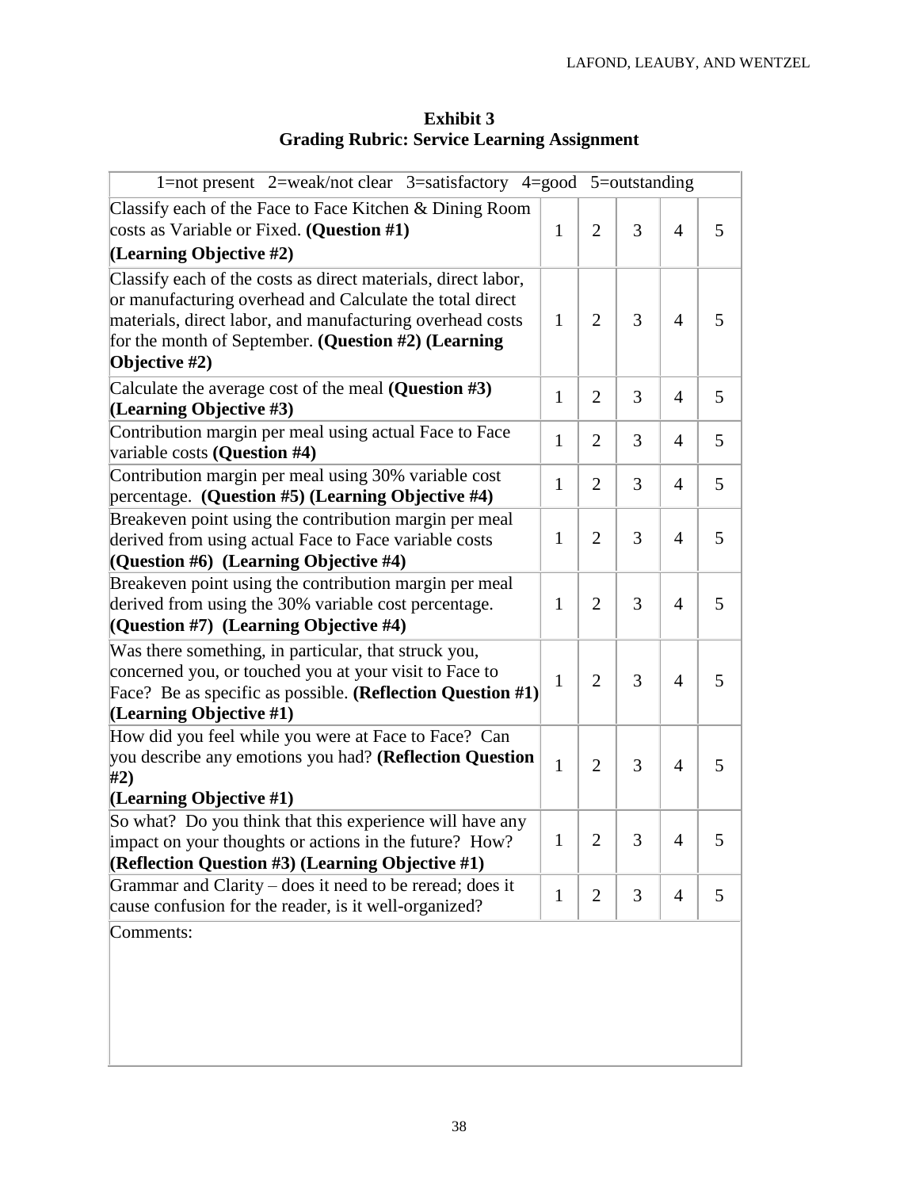**Exhibit 3**
**Grading Rubric: Service Learning Assignment**

| 1=not present 2=weak/not clear 3=satisfactory 4=good 5=outstanding | | | | | |
|---|---|---|---|---|---|
| Classify each of the Face to Face Kitchen & Dining Room costs as Variable or Fixed. **(Question #1) (Learning Objective #2)** | 1 | 2 | 3 | 4 | 5 |
| Classify each of the costs as direct materials, direct labor, or manufacturing overhead and Calculate the total direct materials, direct labor, and manufacturing overhead costs for the month of September. **(Question #2) (Learning Objective #2)** | 1 | 2 | 3 | 4 | 5 |
| Calculate the average cost of the meal **(Question #3) (Learning Objective #3)** | 1 | 2 | 3 | 4 | 5 |
| Contribution margin per meal using actual Face to Face variable costs **(Question #4)** | 1 | 2 | 3 | 4 | 5 |
| Contribution margin per meal using 30% variable cost percentage. **(Question #5) (Learning Objective #4)** | 1 | 2 | 3 | 4 | 5 |
| Breakeven point using the contribution margin per meal derived from using actual Face to Face variable costs **(Question #6) (Learning Objective #4)** | 1 | 2 | 3 | 4 | 5 |
| Breakeven point using the contribution margin per meal derived from using the 30% variable cost percentage. **(Question #7) (Learning Objective #4)** | 1 | 2 | 3 | 4 | 5 |
| Was there something, in particular, that struck you, concerned you, or touched you at your visit to Face to Face? Be as specific as possible. **(Reflection Question #1) (Learning Objective #1)** | 1 | 2 | 3 | 4 | 5 |
| How did you feel while you were at Face to Face? Can you describe any emotions you had? **(Reflection Question #2) (Learning Objective #1)** | 1 | 2 | 3 | 4 | 5 |
| So what? Do you think that this experience will have any impact on your thoughts or actions in the future? How? **(Reflection Question #3) (Learning Objective #1)** | 1 | 2 | 3 | 4 | 5 |
| Grammar and Clarity – does it need to be reread; does it cause confusion for the reader, is it well-organized? | 1 | 2 | 3 | 4 | 5 |
| Comments: | | | | | |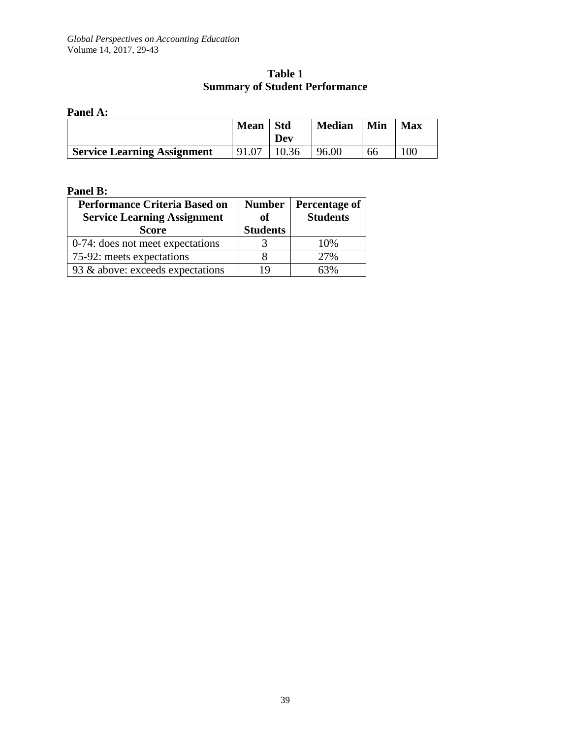**Table 1**
**Summary of Student Performance**

**Panel A:**

| | Mean | Std Dev | Median | Min | Max |
|---|---|---|---|---|---|
| **Service Learning Assignment** | 91.07 | 10.36 | 96.00 | 66 | 100 |

**Panel B:**

| Performance Criteria Based on Service Learning Assignment Score | Number of Students | Percentage of Students |
|---|---|---|
| 0-74: does not meet expectations | 3 | 10% |
| 75-92: meets expectations | 8 | 27% |
| 93 & above: exceeds expectations | 19 | 63% |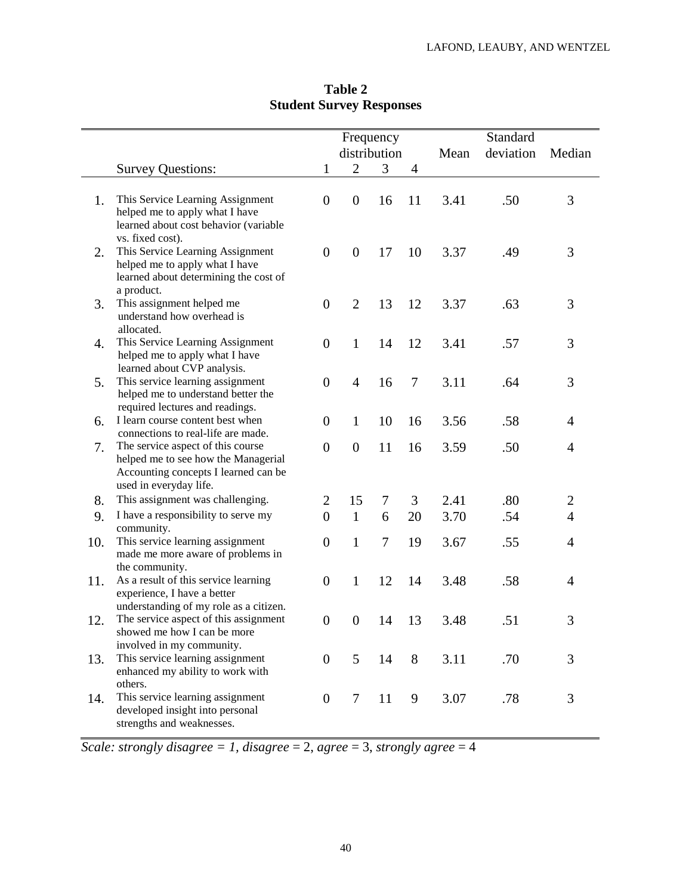**Table 2**
**Student Survey Responses**

| | Survey Questions: | Frequency distribution 1 | 2 | 3 | 4 | Mean | Standard deviation | Median |
|---|---|---|---|---|---|---|---|---|
| 1. | This Service Learning Assignment helped me to apply what I have learned about cost behavior (variable vs. fixed cost). | 0 | 0 | 16 | 11 | 3.41 | .50 | 3 |
| 2. | This Service Learning Assignment helped me to apply what I have learned about determining the cost of a product. | 0 | 0 | 17 | 10 | 3.37 | .49 | 3 |
| 3. | This assignment helped me understand how overhead is allocated. | 0 | 2 | 13 | 12 | 3.37 | .63 | 3 |
| 4. | This Service Learning Assignment helped me to apply what I have learned about CVP analysis. | 0 | 1 | 14 | 12 | 3.41 | .57 | 3 |
| 5. | This service learning assignment helped me to understand better the required lectures and readings. | 0 | 4 | 16 | 7 | 3.11 | .64 | 3 |
| 6. | I learn course content best when connections to real-life are made. | 0 | 1 | 10 | 16 | 3.56 | .58 | 4 |
| 7. | The service aspect of this course helped me to see how the Managerial Accounting concepts I learned can be used in everyday life. | 0 | 0 | 11 | 16 | 3.59 | .50 | 4 |
| 8. | This assignment was challenging. | 2 | 15 | 7 | 3 | 2.41 | .80 | 2 |
| 9. | I have a responsibility to serve my community. | 0 | 1 | 6 | 20 | 3.70 | .54 | 4 |
| 10. | This service learning assignment made me more aware of problems in the community. | 0 | 1 | 7 | 19 | 3.67 | .55 | 4 |
| 11. | As a result of this service learning experience, I have a better understanding of my role as a citizen. | 0 | 1 | 12 | 14 | 3.48 | .58 | 4 |
| 12. | The service aspect of this assignment showed me how I can be more involved in my community. | 0 | 0 | 14 | 13 | 3.48 | .51 | 3 |
| 13. | This service learning assignment enhanced my ability to work with others. | 0 | 5 | 14 | 8 | 3.11 | .70 | 3 |
| 14. | This service learning assignment developed insight into personal strengths and weaknesses. | 0 | 7 | 11 | 9 | 3.07 | .78 | 3 |

*Scale: strongly disagree = 1, disagree* = 2, *agree* = 3, *strongly agree* = 4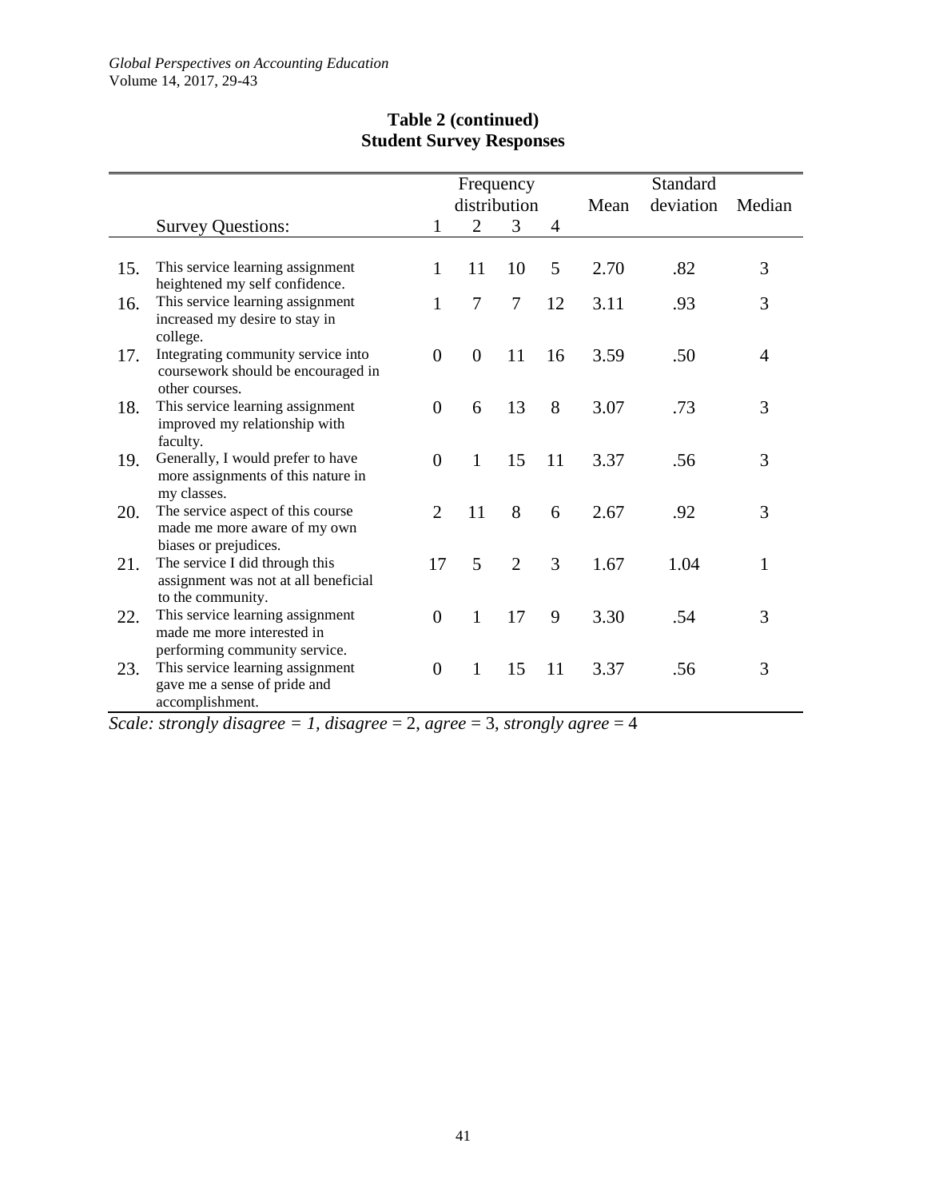**Table 2 (continued)**
**Student Survey Responses**

| | Survey Questions: | Frequency distribution 1 | 2 | 3 | 4 | Mean | Standard deviation | Median |
|---|---|---|---|---|---|---|---|---|
| 15. | This service learning assignment heightened my self confidence. | 1 | 11 | 10 | 5 | 2.70 | .82 | 3 |
| 16. | This service learning assignment increased my desire to stay in college. | 1 | 7 | 7 | 12 | 3.11 | .93 | 3 |
| 17. | Integrating community service into coursework should be encouraged in other courses. | 0 | 0 | 11 | 16 | 3.59 | .50 | 4 |
| 18. | This service learning assignment improved my relationship with faculty. | 0 | 6 | 13 | 8 | 3.07 | .73 | 3 |
| 19. | Generally, I would prefer to have more assignments of this nature in my classes. | 0 | 1 | 15 | 11 | 3.37 | .56 | 3 |
| 20. | The service aspect of this course made me more aware of my own biases or prejudices. | 2 | 11 | 8 | 6 | 2.67 | .92 | 3 |
| 21. | The service I did through this assignment was not at all beneficial to the community. | 17 | 5 | 2 | 3 | 1.67 | 1.04 | 1 |
| 22. | This service learning assignment made me more interested in performing community service. | 0 | 1 | 17 | 9 | 3.30 | .54 | 3 |
| 23. | This service learning assignment gave me a sense of pride and accomplishment. | 0 | 1 | 15 | 11 | 3.37 | .56 | 3 |

*Scale: strongly disagree = 1, disagree = 2, agree = 3, strongly agree = 4*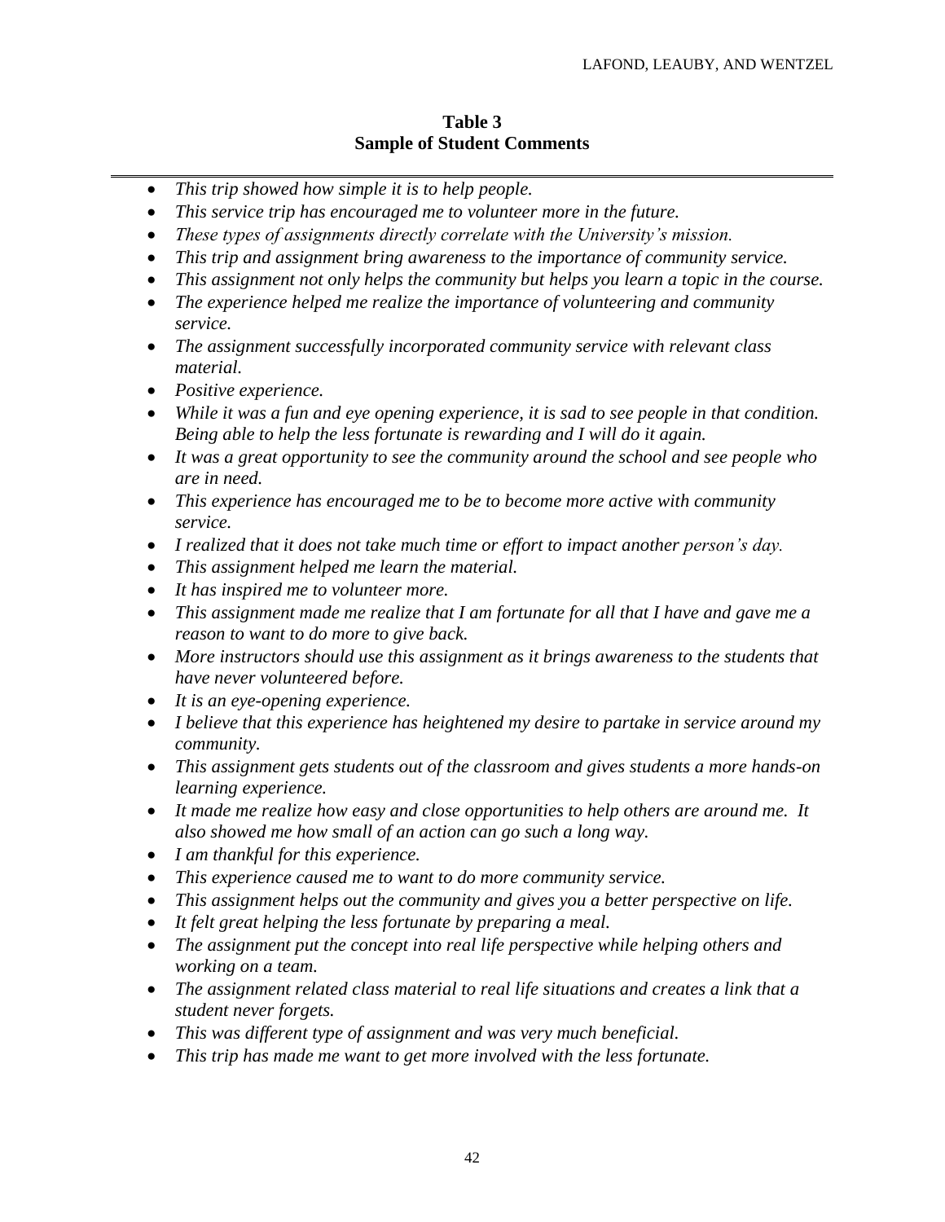**Table 3**
**Sample of Student Comments**

- *This trip showed how simple it is to help people.*
- *This service trip has encouraged me to volunteer more in the future.*
- *These types of assignments directly correlate with the University's mission.*
- *This trip and assignment bring awareness to the importance of community service.*
- *This assignment not only helps the community but helps you learn a topic in the course.*
- *The experience helped me realize the importance of volunteering and community service.*
- *The assignment successfully incorporated community service with relevant class material.*
- *Positive experience.*
- *While it was a fun and eye opening experience, it is sad to see people in that condition. Being able to help the less fortunate is rewarding and I will do it again.*
- *It was a great opportunity to see the community around the school and see people who are in need.*
- *This experience has encouraged me to be to become more active with community service.*
- *I realized that it does not take much time or effort to impact another person's day.*
- *This assignment helped me learn the material.*
- *It has inspired me to volunteer more.*
- *This assignment made me realize that I am fortunate for all that I have and gave me a reason to want to do more to give back.*
- *More instructors should use this assignment as it brings awareness to the students that have never volunteered before.*
- *It is an eye-opening experience.*
- *I believe that this experience has heightened my desire to partake in service around my community.*
- *This assignment gets students out of the classroom and gives students a more hands-on learning experience.*
- *It made me realize how easy and close opportunities to help others are around me. It also showed me how small of an action can go such a long way.*
- *I am thankful for this experience.*
- *This experience caused me to want to do more community service.*
- *This assignment helps out the community and gives you a better perspective on life.*
- *It felt great helping the less fortunate by preparing a meal.*
- *The assignment put the concept into real life perspective while helping others and working on a team.*
- *The assignment related class material to real life situations and creates a link that a student never forgets.*
- *This was different type of assignment and was very much beneficial.*
- *This trip has made me want to get more involved with the less fortunate.*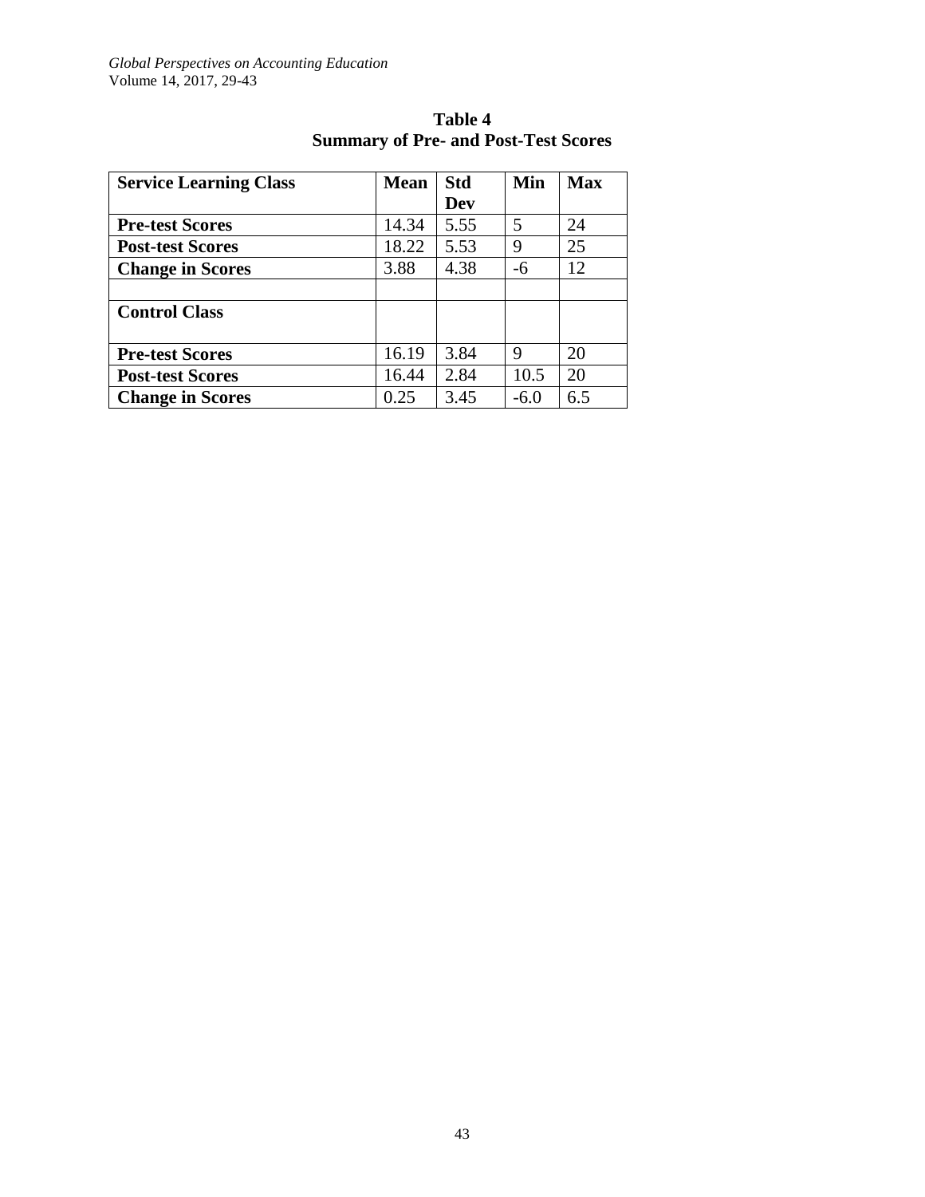**Table 4**
**Summary of Pre- and Post-Test Scores**

| Service Learning Class | Mean | Std Dev | Min | Max |
| --- | --- | --- | --- | --- |
| **Pre-test Scores** | 14.34 | 5.55 | 5 | 24 |
| **Post-test Scores** | 18.22 | 5.53 | 9 | 25 |
| **Change in Scores** | 3.88 | 4.38 | -6 | 12 |
| | | | | |
| **Control Class** | | | | |
| **Pre-test Scores** | 16.19 | 3.84 | 9 | 20 |
| **Post-test Scores** | 16.44 | 2.84 | 10.5 | 20 |
| **Change in Scores** | 0.25 | 3.45 | -6.0 | 6.5 |